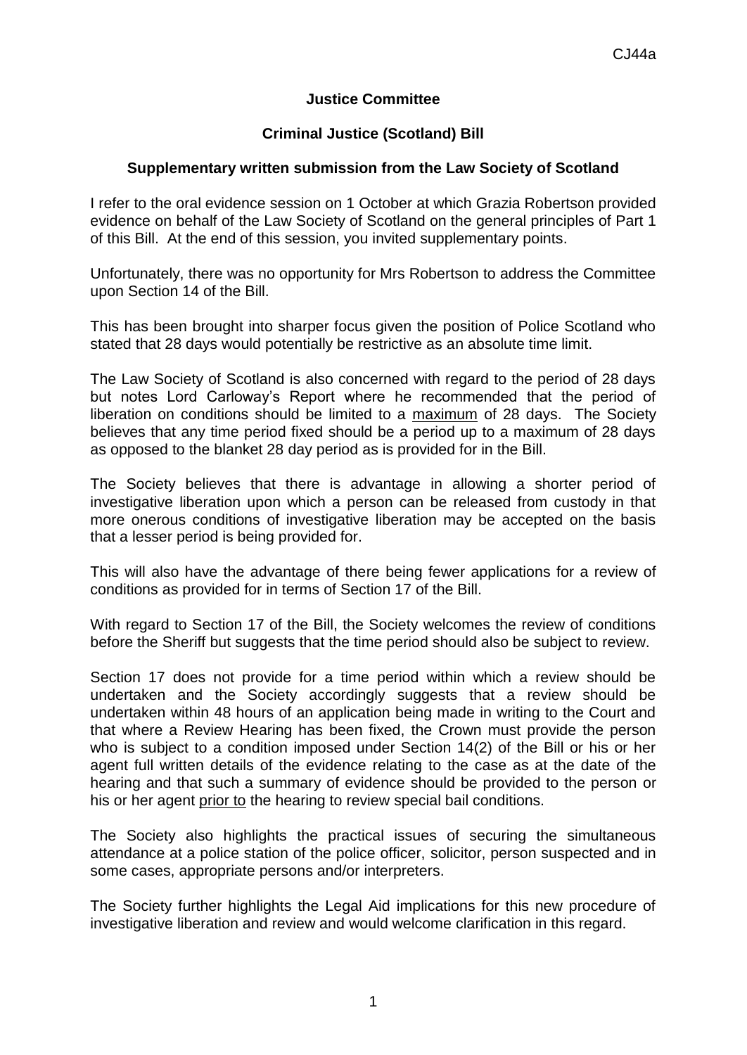CJ44a

**Justice Committee**

**Criminal Justice (Scotland) Bill**

**Supplementary written submission from the Law Society of Scotland**

I refer to the oral evidence session on 1 October at which Grazia Robertson provided evidence on behalf of the Law Society of Scotland on the general principles of Part 1 of this Bill. At the end of this session, you invited supplementary points.

Unfortunately, there was no opportunity for Mrs Robertson to address the Committee upon Section 14 of the Bill.

This has been brought into sharper focus given the position of Police Scotland who stated that 28 days would potentially be restrictive as an absolute time limit.

The Law Society of Scotland is also concerned with regard to the period of 28 days but notes Lord Carloway's Report where he recommended that the period of liberation on conditions should be limited to a maximum of 28 days. The Society believes that any time period fixed should be a period up to a maximum of 28 days as opposed to the blanket 28 day period as is provided for in the Bill.

The Society believes that there is advantage in allowing a shorter period of investigative liberation upon which a person can be released from custody in that more onerous conditions of investigative liberation may be accepted on the basis that a lesser period is being provided for.

This will also have the advantage of there being fewer applications for a review of conditions as provided for in terms of Section 17 of the Bill.

With regard to Section 17 of the Bill, the Society welcomes the review of conditions before the Sheriff but suggests that the time period should also be subject to review.

Section 17 does not provide for a time period within which a review should be undertaken and the Society accordingly suggests that a review should be undertaken within 48 hours of an application being made in writing to the Court and that where a Review Hearing has been fixed, the Crown must provide the person who is subject to a condition imposed under Section 14(2) of the Bill or his or her agent full written details of the evidence relating to the case as at the date of the hearing and that such a summary of evidence should be provided to the person or his or her agent prior to the hearing to review special bail conditions.

The Society also highlights the practical issues of securing the simultaneous attendance at a police station of the police officer, solicitor, person suspected and in some cases, appropriate persons and/or interpreters.

The Society further highlights the Legal Aid implications for this new procedure of investigative liberation and review and would welcome clarification in this regard.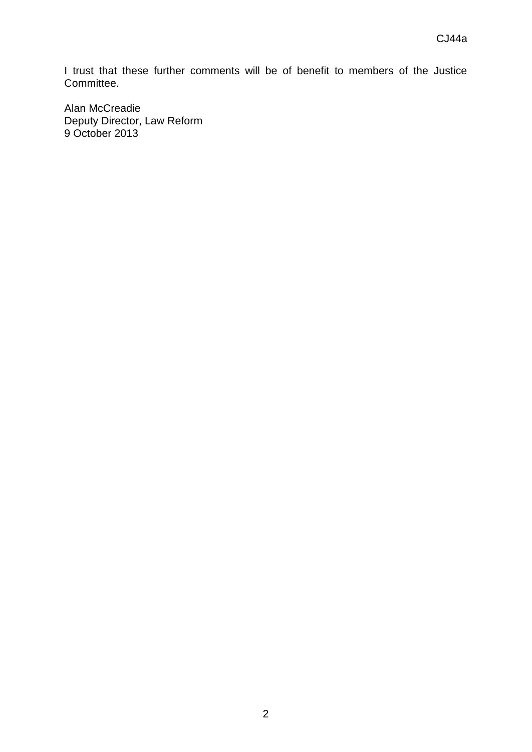I trust that these further comments will be of benefit to members of the Justice Committee.

Alan McCreadie
Deputy Director, Law Reform
9 October 2013